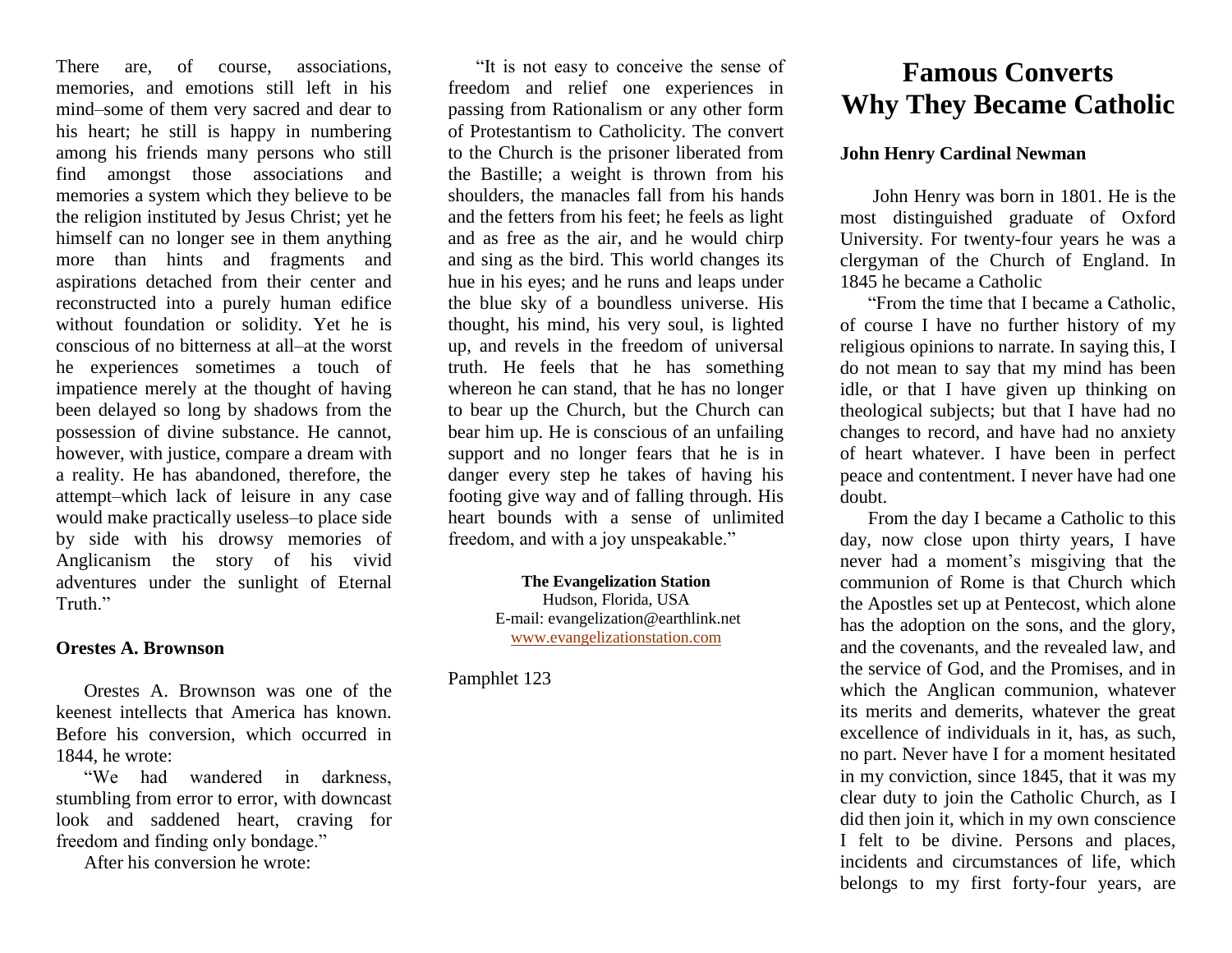There are, of course, associations, memories, and emotions still left in his mind–some of them very sacred and dear to his heart; he still is happy in numbering among his friends many persons who still find amongst those associations and memories a system which they believe to be the religion instituted by Jesus Christ; yet he himself can no longer see in them anything more than hints and fragments and aspirations detached from their center and reconstructed into a purely human edifice without foundation or solidity. Yet he is conscious of no bitterness at all–at the worst he experiences sometimes a touch of impatience merely at the thought of having been delayed so long by shadows from the possession of divine substance. He cannot, however, with justice, compare a dream with a reality. He has abandoned, therefore, the attempt–which lack of leisure in any case would make practically useless–to place side by side with his drowsy memories of Anglicanism the story of his vivid adventures under the sunlight of Eternal Truth."

**Orestes A. Brownson**

Orestes A. Brownson was one of the keenest intellects that America has known. Before his conversion, which occurred in 1844, he wrote:

"We had wandered in darkness, stumbling from error to error, with downcast look and saddened heart, craving for freedom and finding only bondage."

After his conversion he wrote:

"It is not easy to conceive the sense of freedom and relief one experiences in passing from Rationalism or any other form of Protestantism to Catholicity. The convert to the Church is the prisoner liberated from the Bastille; a weight is thrown from his shoulders, the manacles fall from his hands and the fetters from his feet; he feels as light and as free as the air, and he would chirp and sing as the bird. This world changes its hue in his eyes; and he runs and leaps under the blue sky of a boundless universe. His thought, his mind, his very soul, is lighted up, and revels in the freedom of universal truth. He feels that he has something whereon he can stand, that he has no longer to bear up the Church, but the Church can bear him up. He is conscious of an unfailing support and no longer fears that he is in danger every step he takes of having his footing give way and of falling through. His heart bounds with a sense of unlimited freedom, and with a joy unspeakable."

**The Evangelization Station**
Hudson, Florida, USA
E-mail: evangelization@earthlink.net
www.evangelizationstation.com

Pamphlet 123

# Famous Converts
# Why They Became Catholic

**John Henry Cardinal Newman**

John Henry was born in 1801. He is the most distinguished graduate of Oxford University. For twenty-four years he was a clergyman of the Church of England. In 1845 he became a Catholic

"From the time that I became a Catholic, of course I have no further history of my religious opinions to narrate. In saying this, I do not mean to say that my mind has been idle, or that I have given up thinking on theological subjects; but that I have had no changes to record, and have had no anxiety of heart whatever. I have been in perfect peace and contentment. I never have had one doubt.

From the day I became a Catholic to this day, now close upon thirty years, I have never had a moment's misgiving that the communion of Rome is that Church which the Apostles set up at Pentecost, which alone has the adoption on the sons, and the glory, and the covenants, and the revealed law, and the service of God, and the Promises, and in which the Anglican communion, whatever its merits and demerits, whatever the great excellence of individuals in it, has, as such, no part. Never have I for a moment hesitated in my conviction, since 1845, that it was my clear duty to join the Catholic Church, as I did then join it, which in my own conscience I felt to be divine. Persons and places, incidents and circumstances of life, which belongs to my first forty-four years, are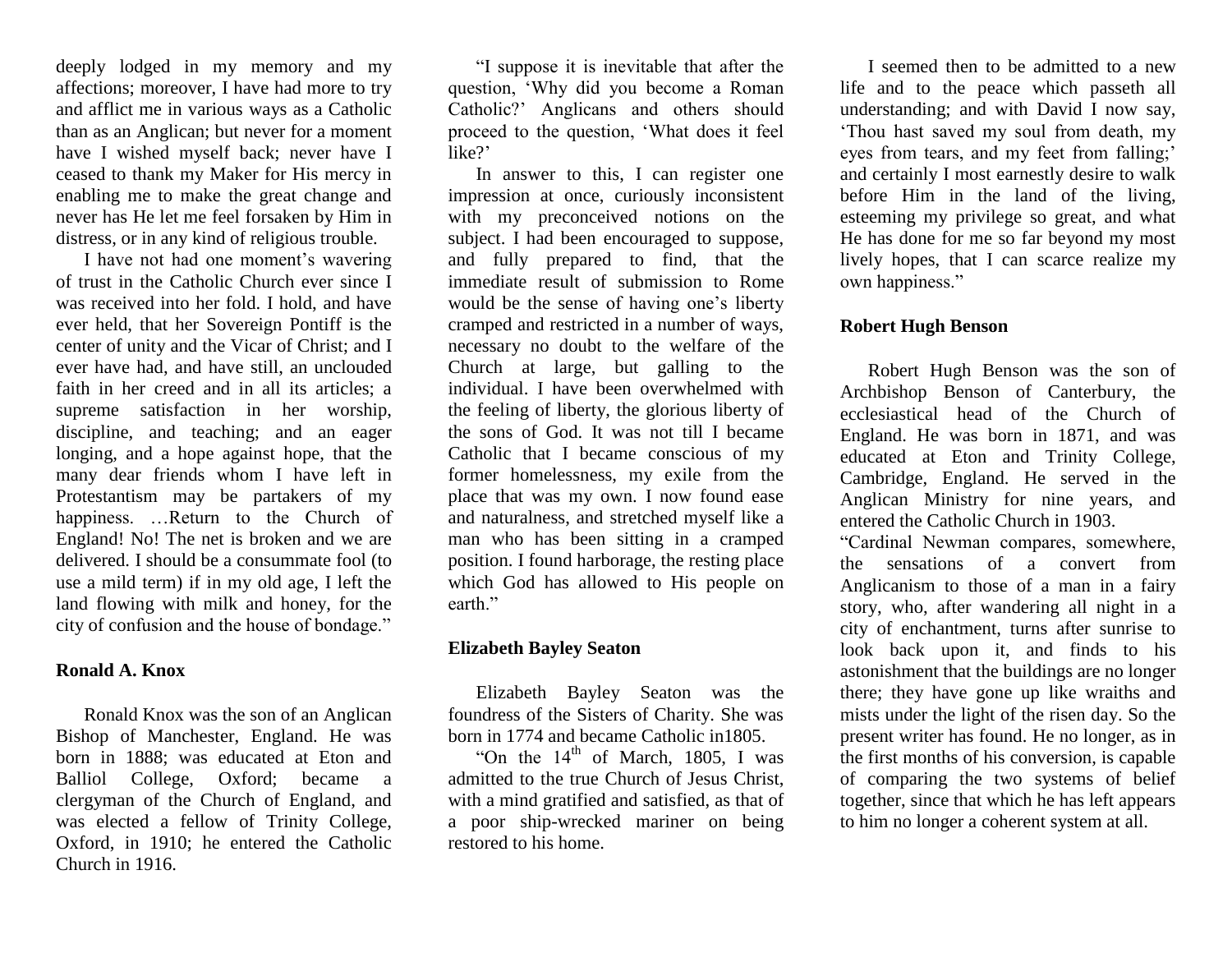deeply lodged in my memory and my affections; moreover, I have had more to try and afflict me in various ways as a Catholic than as an Anglican; but never for a moment have I wished myself back; never have I ceased to thank my Maker for His mercy in enabling me to make the great change and never has He let me feel forsaken by Him in distress, or in any kind of religious trouble.

I have not had one moment's wavering of trust in the Catholic Church ever since I was received into her fold. I hold, and have ever held, that her Sovereign Pontiff is the center of unity and the Vicar of Christ; and I ever have had, and have still, an unclouded faith in her creed and in all its articles; a supreme satisfaction in her worship, discipline, and teaching; and an eager longing, and a hope against hope, that the many dear friends whom I have left in Protestantism may be partakers of my happiness. …Return to the Church of England! No! The net is broken and we are delivered. I should be a consummate fool (to use a mild term) if in my old age, I left the land flowing with milk and honey, for the city of confusion and the house of bondage."

**Ronald A. Knox**

Ronald Knox was the son of an Anglican Bishop of Manchester, England. He was born in 1888; was educated at Eton and Balliol College, Oxford; became a clergyman of the Church of England, and was elected a fellow of Trinity College, Oxford, in 1910; he entered the Catholic Church in 1916.

"I suppose it is inevitable that after the question, 'Why did you become a Roman Catholic?' Anglicans and others should proceed to the question, 'What does it feel like?'

In answer to this, I can register one impression at once, curiously inconsistent with my preconceived notions on the subject. I had been encouraged to suppose, and fully prepared to find, that the immediate result of submission to Rome would be the sense of having one's liberty cramped and restricted in a number of ways, necessary no doubt to the welfare of the Church at large, but galling to the individual. I have been overwhelmed with the feeling of liberty, the glorious liberty of the sons of God. It was not till I became Catholic that I became conscious of my former homelessness, my exile from the place that was my own. I now found ease and naturalness, and stretched myself like a man who has been sitting in a cramped position. I found harborage, the resting place which God has allowed to His people on earth."

**Elizabeth Bayley Seaton**

Elizabeth Bayley Seaton was the foundress of the Sisters of Charity. She was born in 1774 and became Catholic in1805.

"On the 14th of March, 1805, I was admitted to the true Church of Jesus Christ, with a mind gratified and satisfied, as that of a poor ship-wrecked mariner on being restored to his home.

I seemed then to be admitted to a new life and to the peace which passeth all understanding; and with David I now say, 'Thou hast saved my soul from death, my eyes from tears, and my feet from falling;' and certainly I most earnestly desire to walk before Him in the land of the living, esteeming my privilege so great, and what He has done for me so far beyond my most lively hopes, that I can scarce realize my own happiness."

**Robert Hugh Benson**

Robert Hugh Benson was the son of Archbishop Benson of Canterbury, the ecclesiastical head of the Church of England. He was born in 1871, and was educated at Eton and Trinity College, Cambridge, England. He served in the Anglican Ministry for nine years, and entered the Catholic Church in 1903.

"Cardinal Newman compares, somewhere, the sensations of a convert from Anglicanism to those of a man in a fairy story, who, after wandering all night in a city of enchantment, turns after sunrise to look back upon it, and finds to his astonishment that the buildings are no longer there; they have gone up like wraiths and mists under the light of the risen day. So the present writer has found. He no longer, as in the first months of his conversion, is capable of comparing the two systems of belief together, since that which he has left appears to him no longer a coherent system at all.